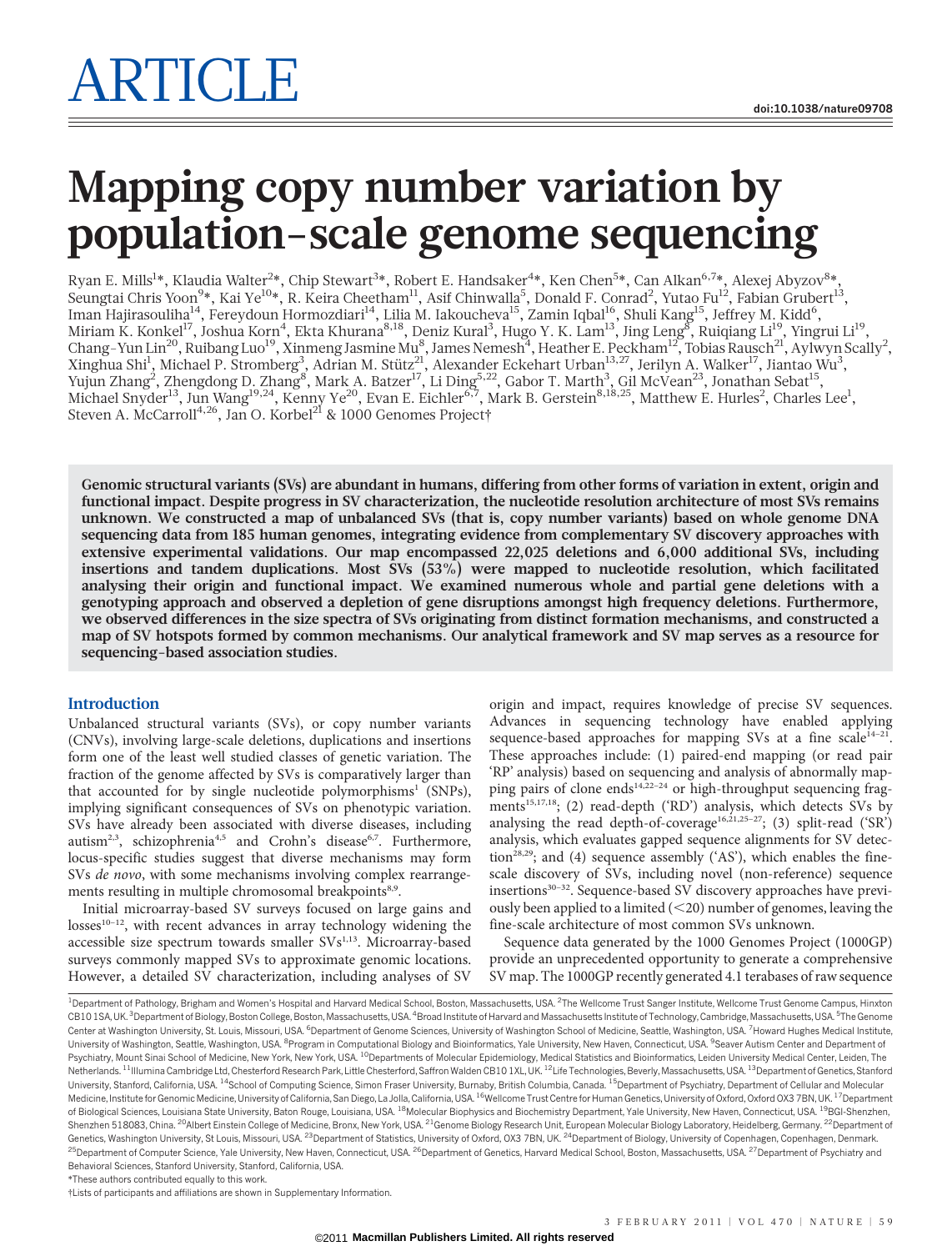# ARTICLE

doi:10.1038/nature09708

# Mapping copy number variation by population-scale genome sequencing

Ryan E. Mills[1]*, Klaudia Walter[2]*, Chip Stewart[3]*, Robert E. Handsaker[4]*, Ken Chen[5]*, Can Alkan[6,7]*, Alexej Abyzov[8]*, Seungtai Chris Yoon[9]*, Kai Ye[10]*, R. Keira Cheetham[11], Asif Chinwalla[5], Donald F. Conrad[2], Yutao Fu[12], Fabian Grubert[13], Iman Hajirasouliha[14], Fereydoun Hormozdiari[14], Lilia M. Iakoucheva[15], Zamin Iqbal[16], Shuli Kang[15], Jeffrey M. Kidd[6], Miriam K. Konkel[17], Joshua Korn[4], Ekta Khurana[8,18], Deniz Kural[3], Hugo Y. K. Lam[13], Jing Leng[8], Ruiqiang Li[19], Yingrui Li[19], Chang-Yun Lin[20], Ruibang Luo[19], Xinmeng Jasmine Mu[8], James Nemesh[4], Heather E. Peckham[12], Tobias Rausch[21], Aylwyn Scally[2], Xinghua Shi[1], Michael P. Stromberg[3], Adrian M. Stütz[21], Alexander Eckehart Urban[13,27], Jerilyn A. Walker[17], Jiantao Wu[3], Yujun Zhang[2], Zhengdong D. Zhang[8], Mark A. Batzer[17], Li Ding[5,22], Gabor T. Marth[3], Gil McVean[23], Jonathan Sebat[15], Michael Snyder[13], Jun Wang[19,24], Kenny Ye[20], Evan E. Eichler[6,7], Mark B. Gerstein[8,18,25], Matthew E. Hurles[2], Charles Lee[1], Steven A. McCarroll[4,26], Jan O. Korbel[21] & 1000 Genomes Project†

**Genomic structural variants (SVs) are abundant in humans, differing from other forms of variation in extent, origin and functional impact. Despite progress in SV characterization, the nucleotide resolution architecture of most SVs remains unknown. We constructed a map of unbalanced SVs (that is, copy number variants) based on whole genome DNA sequencing data from 185 human genomes, integrating evidence from complementary SV discovery approaches with extensive experimental validations. Our map encompassed 22,025 deletions and 6,000 additional SVs, including insertions and tandem duplications. Most SVs (53%) were mapped to nucleotide resolution, which facilitated analysing their origin and functional impact. We examined numerous whole and partial gene deletions with a genotyping approach and observed a depletion of gene disruptions amongst high frequency deletions. Furthermore, we observed differences in the size spectra of SVs originating from distinct formation mechanisms, and constructed a map of SV hotspots formed by common mechanisms. Our analytical framework and SV map serves as a resource for sequencing-based association studies.**

## Introduction

Unbalanced structural variants (SVs), or copy number variants (CNVs), involving large-scale deletions, duplications and insertions form one of the least well studied classes of genetic variation. The fraction of the genome affected by SVs is comparatively larger than that accounted for by single nucleotide polymorphisms[1] (SNPs), implying significant consequences of SVs on phenotypic variation. SVs have already been associated with diverse diseases, including autism[2,3], schizophrenia[4,5] and Crohn's disease[6,7]. Furthermore, locus-specific studies suggest that diverse mechanisms may form SVs *de novo*, with some mechanisms involving complex rearrangements resulting in multiple chromosomal breakpoints[8,9].

Initial microarray-based SV surveys focused on large gains and losses[10–12], with recent advances in array technology widening the accessible size spectrum towards smaller SVs[1,13]. Microarray-based surveys commonly mapped SVs to approximate genomic locations. However, a detailed SV characterization, including analyses of SV origin and impact, requires knowledge of precise SV sequences. Advances in sequencing technology have enabled applying sequence-based approaches for mapping SVs at a fine scale[14–21]. These approaches include: (1) paired-end mapping (or read pair 'RP' analysis) based on sequencing and analysis of abnormally mapping pairs of clone ends[14,22–24] or high-throughput sequencing fragments[15,17,18]; (2) read-depth ('RD') analysis, which detects SVs by analysing the read depth-of-coverage[16,21,25–27]; (3) split-read ('SR') analysis, which evaluates gapped sequence alignments for SV detection[28,29]; and (4) sequence assembly ('AS'), which enables the fine-scale discovery of SVs, including novel (non-reference) sequence insertions[30–32]. Sequence-based SV discovery approaches have previously been applied to a limited (<20) number of genomes, leaving the fine-scale architecture of most common SVs unknown.

Sequence data generated by the 1000 Genomes Project (1000GP) provide an unprecedented opportunity to generate a comprehensive SV map. The 1000GP recently generated 4.1 terabases of raw sequence

[1]Department of Pathology, Brigham and Women's Hospital and Harvard Medical School, Boston, Massachusetts, USA. [2]The Wellcome Trust Sanger Institute, Wellcome Trust Genome Campus, Hinxton CB10 1SA, UK. [3]Department of Biology, Boston College, Boston, Massachusetts, USA. [4]Broad Institute of Harvard and Massachusetts Institute of Technology, Cambridge, Massachusetts, USA. [5]The Genome Center at Washington University, St. Louis, Missouri, USA. [6]Department of Genome Sciences, University of Washington School of Medicine, Seattle, Washington, USA. [7]Howard Hughes Medical Institute, University of Washington, Seattle, Washington, USA. [8]Program in Computational Biology and Bioinformatics, Yale University, New Haven, Connecticut, USA. [9]Seaver Autism Center and Department of Psychiatry, Mount Sinai School of Medicine, New York, New York, USA. [10]Departments of Molecular Epidemiology, Medical Statistics and Bioinformatics, Leiden University Medical Center, Leiden, The Netherlands. [11]Illumina Cambridge Ltd, Chesterford Research Park, Little Chesterford, Saffron Walden CB10 1XL, UK. [12]Life Technologies, Beverly, Massachusetts, USA. [13]Department of Genetics, Stanford University, Stanford, California, USA. [14]School of Computing Science, Simon Fraser University, Burnaby, British Columbia, Canada. [15]Department of Psychiatry, Department of Cellular and Molecular Medicine, Institute for Genomic Medicine, University of California, San Diego, La Jolla, California, USA. [16]Wellcome Trust Centre for Human Genetics, University of Oxford, Oxford OX3 7BN, UK. [17]Department of Biological Sciences, Louisiana State University, Baton Rouge, Louisiana, USA. [18]Molecular Biophysics and Biochemistry Department, Yale University, New Haven, Connecticut, USA. [19]BGI-Shenzhen, Shenzhen 518083, China. [20]Albert Einstein College of Medicine, Bronx, New York, USA. [21]Genome Biology Research Unit, European Molecular Biology Laboratory, Heidelberg, Germany. [22]Department of Genetics, Washington University, St Louis, Missouri, USA. [23]Department of Statistics, University of Oxford, OX3 7BN, UK. [24]Department of Biology, University of Copenhagen, Copenhagen, Denmark. [25]Department of Computer Science, Yale University, New Haven, Connecticut, USA. [26]Department of Genetics, Harvard Medical School, Boston, Massachusetts, USA. [27]Department of Psychiatry and Behavioral Sciences, Stanford University, Stanford, California, USA.

*These authors contributed equally to this work.

†Lists of participants and affiliations are shown in Supplementary Information.

©2011 Macmillan Publishers Limited. All rights reserved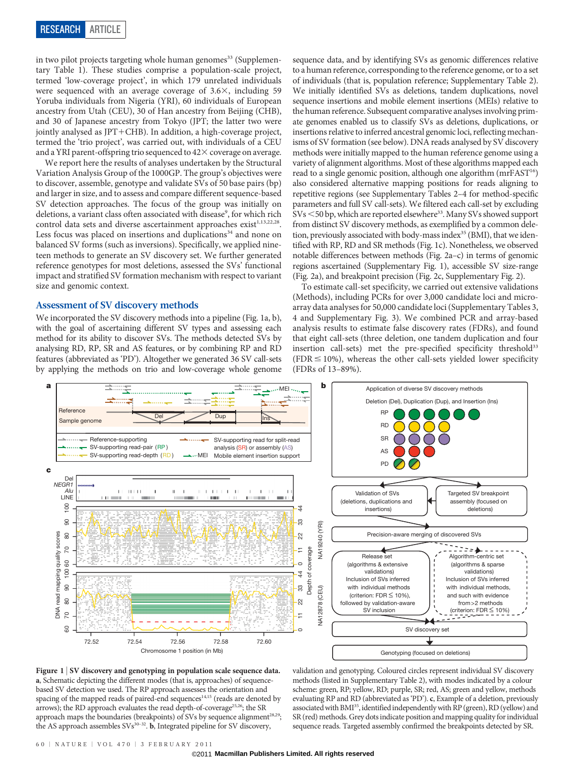in two pilot projects targeting whole human genomes[33] (Supplementary Table 1). These studies comprise a population-scale project, termed 'low-coverage project', in which 179 unrelated individuals were sequenced with an average coverage of 3.6×, including 59 Yoruba individuals from Nigeria (YRI), 60 individuals of European ancestry from Utah (CEU), 30 of Han ancestry from Beijing (CHB), and 30 of Japanese ancestry from Tokyo (JPT; the latter two were jointly analysed as JPT+CHB). In addition, a high-coverage project, termed the 'trio project', was carried out, with individuals of a CEU and a YRI parent-offspring trio sequenced to 42× coverage on average.

We report here the results of analyses undertaken by the Structural Variation Analysis Group of the 1000GP. The group's objectives were to discover, assemble, genotype and validate SVs of 50 base pairs (bp) and larger in size, and to assess and compare different sequence-based SV detection approaches. The focus of the group was initially on deletions, a variant class often associated with disease[9], for which rich control data sets and diverse ascertainment approaches exist[1,13,22,28]. Less focus was placed on insertions and duplications[34] and none on balanced SV forms (such as inversions). Specifically, we applied nineteen methods to generate an SV discovery set. We further generated reference genotypes for most deletions, assessed the SVs' functional impact and stratified SV formation mechanism with respect to variant size and genomic context.

## Assessment of SV discovery methods

We incorporated the SV discovery methods into a pipeline (Fig. 1a, b), with the goal of ascertaining different SV types and assessing each method for its ability to discover SVs. The methods detected SVs by analysing RD, RP, SR and AS features, or by combining RP and RD features (abbreviated as 'PD'). Altogether we generated 36 SV call-sets by applying the methods on trio and low-coverage whole genome sequence data, and by identifying SVs as genomic differences relative to a human reference, corresponding to the reference genome, or to a set of individuals (that is, population reference; Supplementary Table 2). We initially identified SVs as deletions, tandem duplications, novel sequence insertions and mobile element insertions (MEIs) relative to the human reference. Subsequent comparative analyses involving primate genomes enabled us to classify SVs as deletions, duplications, or insertions relative to inferred ancestral genomic loci, reflecting mechanisms of SV formation (see below). DNA reads analysed by SV discovery methods were initially mapped to the human reference genome using a variety of alignment algorithms. Most of these algorithms mapped each read to a single genomic position, although one algorithm (mrFAST[16]) also considered alternative mapping positions for reads aligning to repetitive regions (see Supplementary Tables 2–4 for method-specific parameters and full SV call-sets). We filtered each call-set by excluding SVs <50 bp, which are reported elsewhere[33]. Many SVs showed support from distinct SV discovery methods, as exemplified by a common deletion, previously associated with body-mass index[35] (BMI), that we identified with RP, RD and SR methods (Fig. 1c). Nonetheless, we observed notable differences between methods (Fig. 2a–c) in terms of genomic regions ascertained (Supplementary Fig. 1), accessible SV size-range (Fig. 2a), and breakpoint precision (Fig. 2c, Supplementary Fig. 2).

To estimate call-set specificity, we carried out extensive validations (Methods), including PCRs for over 3,000 candidate loci and microarray data analyses for 50,000 candidate loci (Supplementary Tables 3, 4 and Supplementary Fig. 3). We combined PCR and array-based analysis results to estimate false discovery rates (FDRs), and found that eight call-sets (three deletion, one tandem duplication and four insertion call-sets) met the pre-specified specificity threshold[33] (FDR ≤ 10%), whereas the other call-sets yielded lower specificity (FDRs of 13–89%).

**Figure 1 | SV discovery and genotyping in population scale sequence data.** **a**, Schematic depicting the different modes (that is, approaches) of sequence-based SV detection we used. The RP approach assesses the orientation and spacing of the mapped reads of paired-end sequences[14,15] (reads are denoted by arrows); the RD approach evaluates the read depth-of-coverage[25,26]; the SR approach maps the boundaries (breakpoints) of SVs by sequence alignment[28,29]; the AS approach assembles SVs[30–32]. **b**, Integrated pipeline for SV discovery, validation and genotyping. Coloured circles represent individual SV discovery methods (listed in Supplementary Table 2), with modes indicated by a colour scheme: green, RP; yellow, RD; purple, SR; red, AS; green and yellow, methods evaluating RP and RD (abbreviated as 'PD'). **c**, Example of a deletion, previously associated with BMI[35], identified independently with RP (green), RD (yellow) and SR (red) methods. Grey dots indicate position and mapping quality for individual sequence reads. Targeted assembly confirmed the breakpoints detected by SR.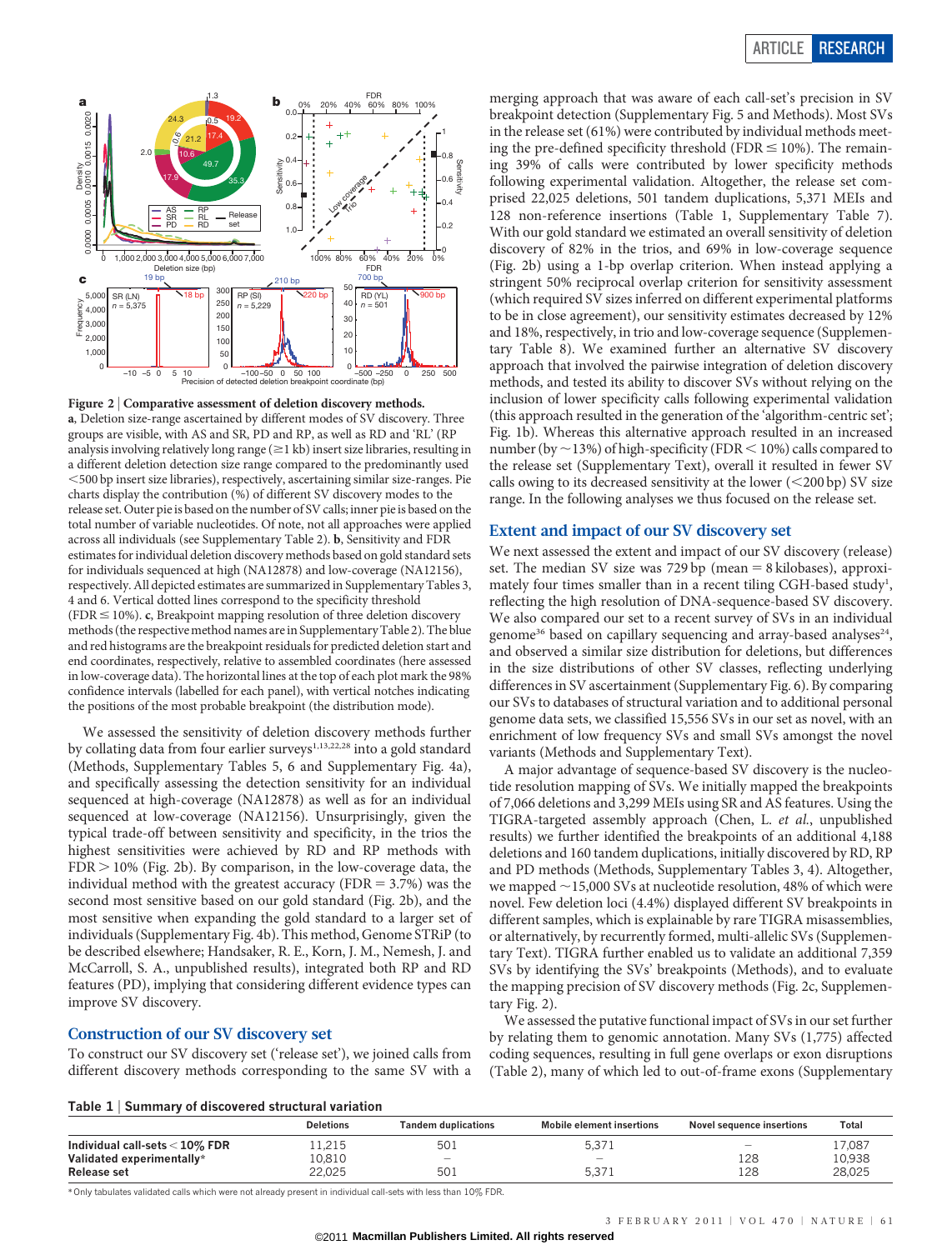**Figure 2 | Comparative assessment of deletion discovery methods.** **a**, Deletion size-range ascertained by different modes of SV discovery. Three groups are visible, with AS and SR, PD and RP, as well as RD and 'RL' (RP analysis involving relatively long range (≥1 kb) insert size libraries, resulting in a different deletion detection size range compared to the predominantly used <500 bp insert size libraries), respectively, ascertaining similar size-ranges. Pie charts display the contribution (%) of different SV discovery modes to the release set. Outer pie is based on the number of SV calls; inner pie is based on the total number of variable nucleotides. Of note, not all approaches were applied across all individuals (see Supplementary Table 2). **b**, Sensitivity and FDR estimates for individual deletion discovery methods based on gold standard sets for individuals sequenced at high (NA12878) and low-coverage (NA12156), respectively. All depicted estimates are summarized in Supplementary Tables 3, 4 and 6. Vertical dotted lines correspond to the specificity threshold (FDR ≤ 10%). **c**, Breakpoint mapping resolution of three deletion discovery methods (the respective method names are in Supplementary Table 2). The blue and red histograms are the breakpoint residuals for predicted deletion start and end coordinates, respectively, relative to assembled coordinates (here assessed in low-coverage data). The horizontal lines at the top of each plot mark the 98% confidence intervals (labelled for each panel), with vertical notches indicating the positions of the most probable breakpoint (the distribution mode).

We assessed the sensitivity of deletion discovery methods further by collating data from four earlier surveys[1,13,22,28] into a gold standard (Methods, Supplementary Tables 5, 6 and Supplementary Fig. 4a), and specifically assessing the detection sensitivity for an individual sequenced at high-coverage (NA12878) as well as for an individual sequenced at low-coverage (NA12156). Unsurprisingly, given the typical trade-off between sensitivity and specificity, in the trios the highest sensitivities were achieved by RD and RP methods with FDR > 10% (Fig. 2b). By comparison, in the low-coverage data, the individual method with the greatest accuracy (FDR = 3.7%) was the second most sensitive based on our gold standard (Fig. 2b), and the most sensitive when expanding the gold standard to a larger set of individuals (Supplementary Fig. 4b). This method, Genome STRiP (to be described elsewhere; Handsaker, R. E., Korn, J. M., Nemesh, J. and McCarroll, S. A., unpublished results), integrated both RP and RD features (PD), implying that considering different evidence types can improve SV discovery.

## Construction of our SV discovery set

To construct our SV discovery set ('release set'), we joined calls from different discovery methods corresponding to the same SV with a merging approach that was aware of each call-set's precision in SV breakpoint detection (Supplementary Fig. 5 and Methods). Most SVs in the release set (61%) were contributed by individual methods meeting the pre-defined specificity threshold (FDR ≤ 10%). The remaining 39% of calls were contributed by lower specificity methods following experimental validation. Altogether, the release set comprised 22,025 deletions, 501 tandem duplications, 5,371 MEIs and 128 non-reference insertions (Table 1, Supplementary Table 7). With our gold standard we estimated an overall sensitivity of deletion discovery of 82% in the trios, and 69% in low-coverage sequence (Fig. 2b) using a 1-bp overlap criterion. When instead applying a stringent 50% reciprocal overlap criterion for sensitivity assessment (which required SV sizes inferred on different experimental platforms to be in close agreement), our sensitivity estimates decreased by 12% and 18%, respectively, in trio and low-coverage sequence (Supplementary Table 8). We examined further an alternative SV discovery approach that involved the pairwise integration of deletion discovery methods, and tested its ability to discover SVs without relying on the inclusion of lower specificity calls following experimental validation (this approach resulted in the generation of the 'algorithm-centric set'; Fig. 1b). Whereas this alternative approach resulted in an increased number (by ~13%) of high-specificity (FDR < 10%) calls compared to the release set (Supplementary Text), overall it resulted in fewer SV calls owing to its decreased sensitivity at the lower (<200 bp) SV size range. In the following analyses we thus focused on the release set.

## Extent and impact of our SV discovery set

We next assessed the extent and impact of our SV discovery (release) set. The median SV size was 729 bp (mean = 8 kilobases), approximately four times smaller than in a recent tiling CGH-based study[1], reflecting the high resolution of DNA-sequence-based SV discovery. We also compared our set to a recent survey of SVs in an individual genome[36] based on capillary sequencing and array-based analyses[24], and observed a similar size distribution for deletions, but differences in the size distributions of other SV classes, reflecting underlying differences in SV ascertainment (Supplementary Fig. 6). By comparing our SVs to databases of structural variation and to additional personal genome data sets, we classified 15,556 SVs in our set as novel, with an enrichment of low frequency SVs and small SVs amongst the novel variants (Methods and Supplementary Text).

A major advantage of sequence-based SV discovery is the nucleotide resolution mapping of SVs. We initially mapped the breakpoints of 7,066 deletions and 3,299 MEIs using SR and AS features. Using the TIGRA-targeted assembly approach (Chen, L. *et al.*, unpublished results) we further identified the breakpoints of an additional 4,188 deletions and 160 tandem duplications, initially discovered by RD, RP and PD methods (Methods, Supplementary Tables 3, 4). Altogether, we mapped ~15,000 SVs at nucleotide resolution, 48% of which were novel. Few deletion loci (4.4%) displayed different SV breakpoints in different samples, which is explainable by rare TIGRA misassemblies, or alternatively, by recurrently formed, multi-allelic SVs (Supplementary Text). TIGRA further enabled us to validate an additional 7,359 SVs by identifying the SVs' breakpoints (Methods), and to evaluate the mapping precision of SV discovery methods (Fig. 2c, Supplementary Fig. 2).

We assessed the putative functional impact of SVs in our set further by relating them to genomic annotation. Many SVs (1,775) affected coding sequences, resulting in full gene overlaps or exon disruptions (Table 2), many of which led to out-of-frame exons (Supplementary

**Table 1 | Summary of discovered structural variation**

| | Deletions | Tandem duplications | Mobile element insertions | Novel sequence insertions | Total |
|---|---|---|---|---|---|
| Individual call-sets < 10% FDR | 11,215 | 501 | 5,371 | – | 17,087 |
| Validated experimentally* | 10,810 | – | – | 128 | 10,938 |
| Release set | 22,025 | 501 | 5,371 | 128 | 28,025 |

\* Only tabulates validated calls which were not already present in individual call-sets with less than 10% FDR.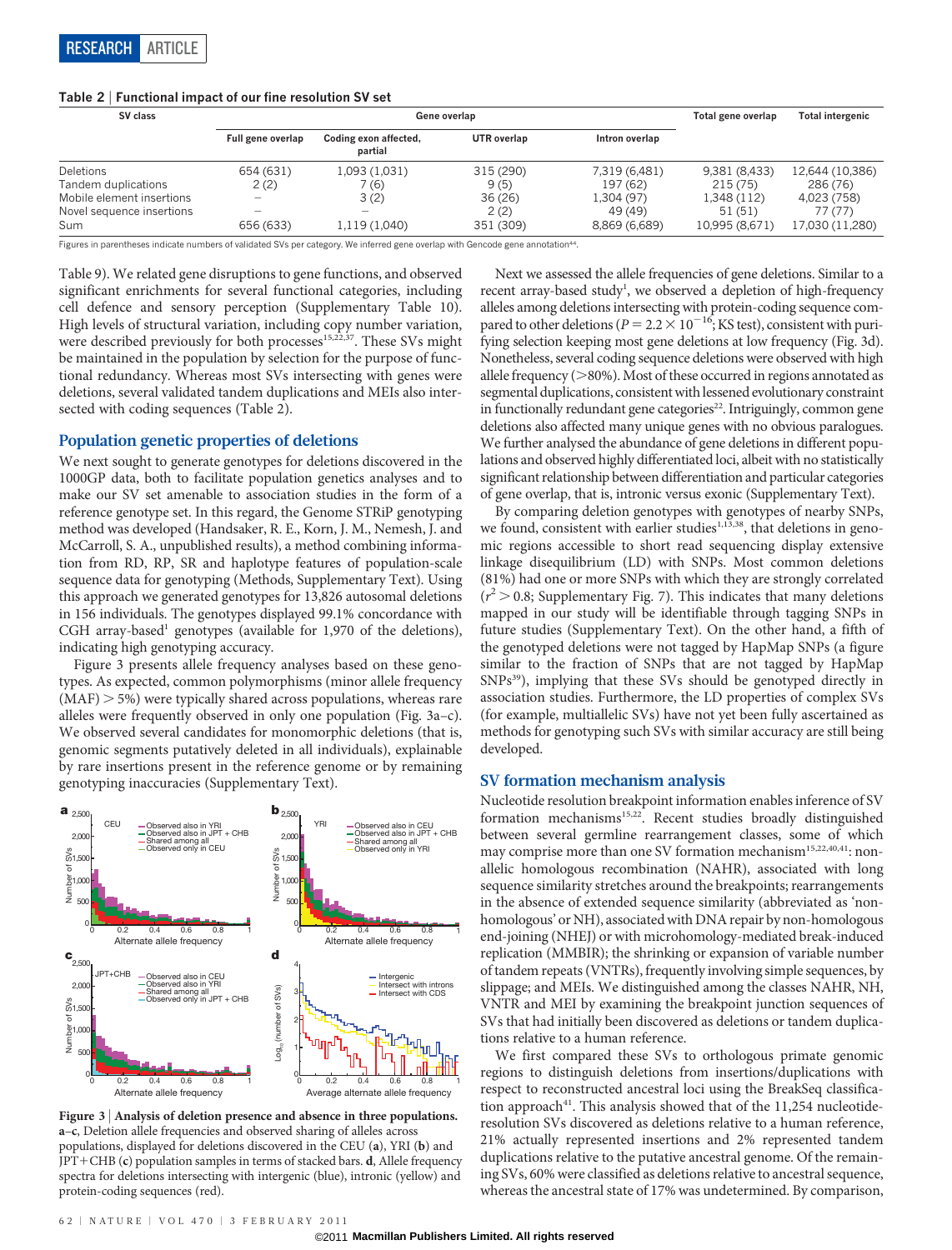**Table 2 | Functional impact of our fine resolution SV set**

| SV class | Gene overlap | | | | Total gene overlap | Total intergenic |
|---|---|---|---|---|---|---|
| | Full gene overlap | Coding exon affected, partial | UTR overlap | Intron overlap | | |
| Deletions | 654 (631) | 1,093 (1,031) | 315 (290) | 7,319 (6,481) | 9,381 (8,433) | 12,644 (10,386) |
| Tandem duplications | 2 (2) | 7 (6) | 9 (5) | 197 (62) | 215 (75) | 286 (76) |
| Mobile element insertions | – | 3 (2) | 36 (26) | 1,304 (97) | 1,348 (112) | 4,023 (758) |
| Novel sequence insertions | – | – | 2 (2) | 49 (49) | 51 (51) | 77 (77) |
| Sum | 656 (633) | 1,119 (1,040) | 351 (309) | 8,869 (6,689) | 10,995 (8,671) | 17,030 (11,280) |

Figures in parentheses indicate numbers of validated SVs per category. We inferred gene overlap with Gencode gene annotation[44].

Table 9). We related gene disruptions to gene functions, and observed significant enrichments for several functional categories, including cell defence and sensory perception (Supplementary Table 10). High levels of structural variation, including copy number variation, were described previously for both processes[15,22,37]. These SVs might be maintained in the population by selection for the purpose of functional redundancy. Whereas most SVs intersecting with genes were deletions, several validated tandem duplications and MEIs also intersected with coding sequences (Table 2).

## Population genetic properties of deletions

We next sought to generate genotypes for deletions discovered in the 1000GP data, both to facilitate population genetics analyses and to make our SV set amenable to association studies in the form of a reference genotype set. In this regard, the Genome STRiP genotyping method was developed (Handsaker, R. E., Korn, J. M., Nemesh, J. and McCarroll, S. A., unpublished results), a method combining information from RD, RP, SR and haplotype features of population-scale sequence data for genotyping (Methods, Supplementary Text). Using this approach we generated genotypes for 13,826 autosomal deletions in 156 individuals. The genotypes displayed 99.1% concordance with CGH array-based[1] genotypes (available for 1,970 of the deletions), indicating high genotyping accuracy.

Figure 3 presents allele frequency analyses based on these genotypes. As expected, common polymorphisms (minor allele frequency (MAF) > 5%) were typically shared across populations, whereas rare alleles were frequently observed in only one population (Fig. 3a–c). We observed several candidates for monomorphic deletions (that is, genomic segments putatively deleted in all individuals), explainable by rare insertions present in the reference genome or by remaining genotyping inaccuracies (Supplementary Text).

**Figure 3 | Analysis of deletion presence and absence in three populations.** **a–c**, Deletion allele frequencies and observed sharing of alleles across populations, displayed for deletions discovered in the CEU (**a**), YRI (**b**) and JPT+CHB (**c**) population samples in terms of stacked bars. **d**, Allele frequency spectra for deletions intersecting with intergenic (blue), intronic (yellow) and protein-coding sequences (red).

Next we assessed the allele frequencies of gene deletions. Similar to a recent array-based study[1], we observed a depletion of high-frequency alleles among deletions intersecting with protein-coding sequence compared to other deletions ($P = 2.2 \times 10^{-16}$; KS test), consistent with purifying selection keeping most gene deletions at low frequency (Fig. 3d). Nonetheless, several coding sequence deletions were observed with high allele frequency (>80%). Most of these occurred in regions annotated as segmental duplications, consistent with lessened evolutionary constraint in functionally redundant gene categories[22]. Intriguingly, common gene deletions also affected many unique genes with no obvious paralogues. We further analysed the abundance of gene deletions in different populations and observed highly differentiated loci, albeit with no statistically significant relationship between differentiation and particular categories of gene overlap, that is, intronic versus exonic (Supplementary Text).

By comparing deletion genotypes with genotypes of nearby SNPs, we found, consistent with earlier studies[1,13,38], that deletions in genomic regions accessible to short read sequencing display extensive linkage disequilibrium (LD) with SNPs. Most common deletions (81%) had one or more SNPs with which they are strongly correlated ($r^2 > 0.8$; Supplementary Fig. 7). This indicates that many deletions mapped in our study will be identifiable through tagging SNPs in future studies (Supplementary Text). On the other hand, a fifth of the genotyped deletions were not tagged by HapMap SNPs (a figure similar to the fraction of SNPs that are not tagged by HapMap SNPs[39]), implying that these SVs should be genotyped directly in association studies. Furthermore, the LD properties of complex SVs (for example, multiallelic SVs) have not yet been fully ascertained as methods for genotyping such SVs with similar accuracy are still being developed.

## SV formation mechanism analysis

Nucleotide resolution breakpoint information enables inference of SV formation mechanisms[15,22]. Recent studies broadly distinguished between several germline rearrangement classes, some of which may comprise more than one SV formation mechanism[15,22,40,41]: non-allelic homologous recombination (NAHR), associated with long sequence similarity stretches around the breakpoints; rearrangements in the absence of extended sequence similarity (abbreviated as 'non-homologous' or NH), associated with DNA repair by non-homologous end-joining (NHEJ) or with microhomology-mediated break-induced replication (MMBIR); the shrinking or expansion of variable number of tandem repeats (VNTRs), frequently involving simple sequences, by slippage; and MEIs. We distinguished among the classes NAHR, NH, VNTR and MEI by examining the breakpoint junction sequences of SVs that had initially been discovered as deletions or tandem duplications relative to a human reference.

We first compared these SVs to orthologous primate genomic regions to distinguish deletions from insertions/duplications with respect to reconstructed ancestral loci using the BreakSeq classification approach[41]. This analysis showed that of the 11,254 nucleotide-resolution SVs discovered as deletions relative to a human reference, 21% actually represented insertions and 2% represented tandem duplications relative to the putative ancestral genome. Of the remaining SVs, 60% were classified as deletions relative to ancestral sequence, whereas the ancestral state of 17% was undetermined. By comparison,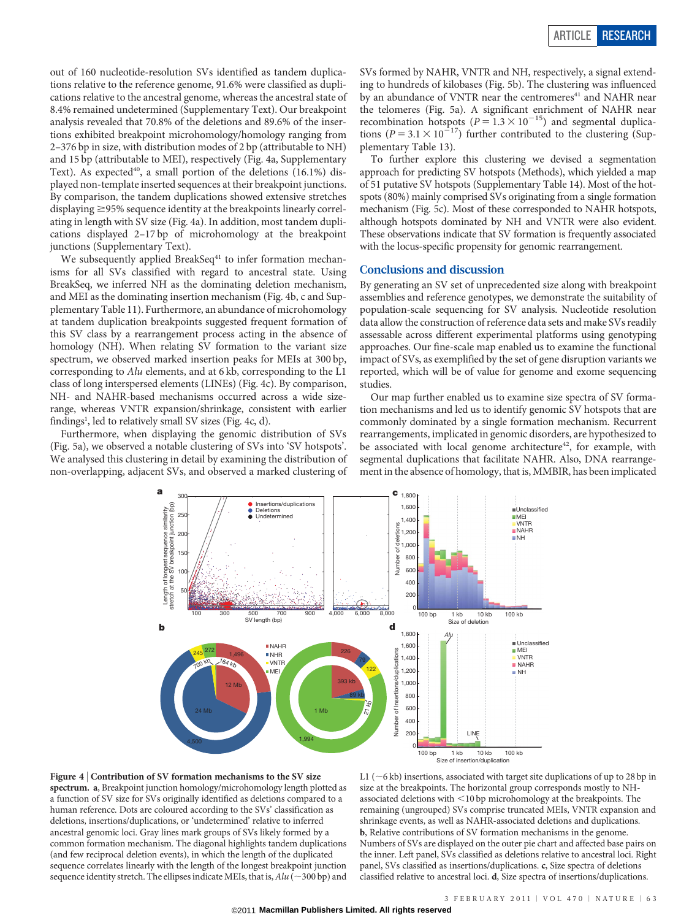out of 160 nucleotide-resolution SVs identified as tandem duplications relative to the reference genome, 91.6% were classified as duplications relative to the ancestral genome, whereas the ancestral state of 8.4% remained undetermined (Supplementary Text). Our breakpoint analysis revealed that 70.8% of the deletions and 89.6% of the insertions exhibited breakpoint microhomology/homology ranging from 2–376 bp in size, with distribution modes of 2 bp (attributable to NH) and 15 bp (attributable to MEI), respectively (Fig. 4a, Supplementary Text). As expected[40], a small portion of the deletions (16.1%) displayed non-template inserted sequences at their breakpoint junctions. By comparison, the tandem duplications showed extensive stretches displaying ≥95% sequence identity at the breakpoints linearly correlating in length with SV size (Fig. 4a). In addition, most tandem duplications displayed 2–17 bp of microhomology at the breakpoint junctions (Supplementary Text).

We subsequently applied BreakSeq[41] to infer formation mechanisms for all SVs classified with regard to ancestral state. Using BreakSeq, we inferred NH as the dominating deletion mechanism, and MEI as the dominating insertion mechanism (Fig. 4b, c and Supplementary Table 11). Furthermore, an abundance of microhomology at tandem duplication breakpoints suggested frequent formation of this SV class by a rearrangement process acting in the absence of homology (NH). When relating SV formation to the variant size spectrum, we observed marked insertion peaks for MEIs at 300 bp, corresponding to *Alu* elements, and at 6 kb, corresponding to the L1 class of long interspersed elements (LINEs) (Fig. 4c). By comparison, NH- and NAHR-based mechanisms occurred across a wide size-range, whereas VNTR expansion/shrinkage, consistent with earlier findings[1], led to relatively small SV sizes (Fig. 4c, d).

Furthermore, when displaying the genomic distribution of SVs (Fig. 5a), we observed a notable clustering of SVs into 'SV hotspots'. We analysed this clustering in detail by examining the distribution of non-overlapping, adjacent SVs, and observed a marked clustering of SVs formed by NAHR, VNTR and NH, respectively, a signal extending to hundreds of kilobases (Fig. 5b). The clustering was influenced by an abundance of VNTR near the centromeres[41] and NAHR near the telomeres (Fig. 5a). A significant enrichment of NAHR near recombination hotspots ($P = 1.3 \times 10^{-15}$) and segmental duplications ($P = 3.1 \times 10^{-17}$) further contributed to the clustering (Supplementary Table 13).

To further explore this clustering we devised a segmentation approach for predicting SV hotspots (Methods), which yielded a map of 51 putative SV hotspots (Supplementary Table 14). Most of the hotspots (80%) mainly comprised SVs originating from a single formation mechanism (Fig. 5c). Most of these corresponded to NAHR hotspots, although hotspots dominated by NH and VNTR were also evident. These observations indicate that SV formation is frequently associated with the locus-specific propensity for genomic rearrangement.

## Conclusions and discussion

By generating an SV set of unprecedented size along with breakpoint assemblies and reference genotypes, we demonstrate the suitability of population-scale sequencing for SV analysis. Nucleotide resolution data allow the construction of reference data sets and make SVs readily assessable across different experimental platforms using genotyping approaches. Our fine-scale map enabled us to examine the functional impact of SVs, as exemplified by the set of gene disruption variants we reported, which will be of value for genome and exome sequencing studies.

Our map further enabled us to examine size spectra of SV formation mechanisms and led us to identify genomic SV hotspots that are commonly dominated by a single formation mechanism. Recurrent rearrangements, implicated in genomic disorders, are hypothesized to be associated with local genome architecture[42], for example, with segmental duplications that facilitate NAHR. Also, DNA rearrangement in the absence of homology, that is, MMBIR, has been implicated

**Figure 4 | Contribution of SV formation mechanisms to the SV size spectrum.** **a**, Breakpoint junction homology/microhomology length plotted as a function of SV size for SVs originally identified as deletions compared to a human reference. Dots are coloured according to the SVs' classification as deletions, insertions/duplications, or 'undetermined' relative to inferred ancestral genomic loci. Gray lines mark groups of SVs likely formed by a common formation mechanism. The diagonal highlights tandem duplications (and few reciprocal deletion events), in which the length of the duplicated sequence correlates linearly with the length of the longest breakpoint junction sequence identity stretch. The ellipses indicate MEIs, that is, *Alu* (~300 bp) and L1 (~6 kb) insertions, associated with target site duplications of up to 28 bp in size at the breakpoints. The horizontal group corresponds mostly to NH-associated deletions with <10 bp microhomology at the breakpoints. The remaining (ungrouped) SVs comprise truncated MEIs, VNTR expansion and shrinkage events, as well as NAHR-associated deletions and duplications. **b**, Relative contributions of SV formation mechanisms in the genome. Numbers of SVs are displayed on the outer pie chart and affected base pairs on the inner. Left panel, SVs classified as deletions relative to ancestral loci. Right panel, SVs classified as insertions/duplications. **c**, Size spectra of deletions classified relative to ancestral loci. **d**, Size spectra of insertions/duplications.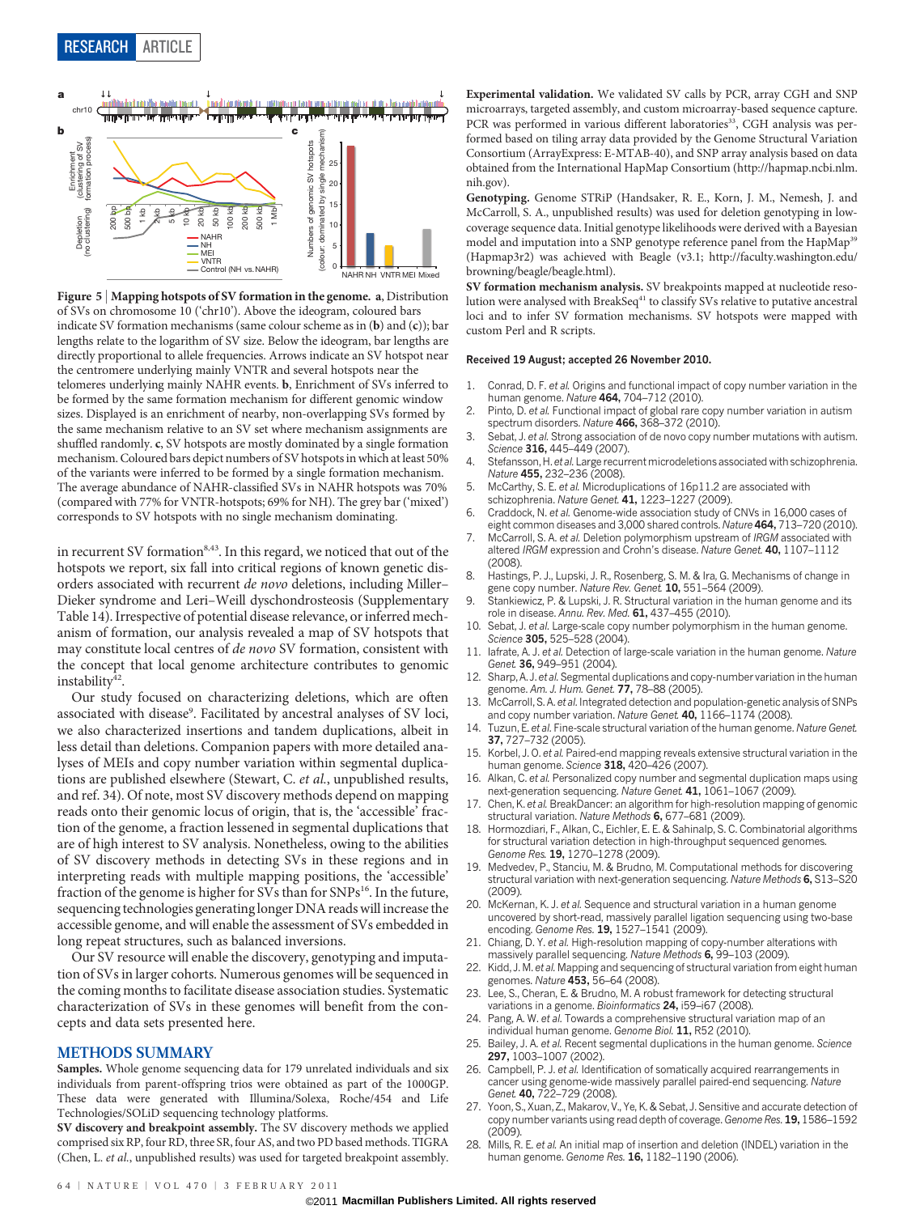**Figure 5 | Mapping hotspots of SV formation in the genome.** **a**, Distribution of SVs on chromosome 10 ('chr10'). Above the ideogram, coloured bars indicate SV formation mechanisms (same colour scheme as in (**b**) and (**c**)); bar lengths relate to the logarithm of SV size. Below the ideogram, bar lengths are directly proportional to allele frequencies. Arrows indicate an SV hotspot near the centromere underlying mainly VNTR and several hotspots near the telomeres underlying mainly NAHR events. **b**, Enrichment of SVs inferred to be formed by the same formation mechanism for different genomic window sizes. Displayed is an enrichment of nearby, non-overlapping SVs formed by the same mechanism relative to an SV set where mechanism assignments are shuffled randomly. **c**, SV hotspots are mostly dominated by a single formation mechanism. Coloured bars depict numbers of SV hotspots in which at least 50% of the variants were inferred to be formed by a single formation mechanism. The average abundance of NAHR-classified SVs in NAHR hotspots was 70% (compared with 77% for VNTR-hotspots; 69% for NH). The grey bar ('mixed') corresponds to SV hotspots with no single mechanism dominating.

in recurrent SV formation[8,43]. In this regard, we noticed that out of the hotspots we report, six fall into critical regions of known genetic disorders associated with recurrent *de novo* deletions, including Miller–Dieker syndrome and Leri–Weill dyschondrosteosis (Supplementary Table 14). Irrespective of potential disease relevance, or inferred mechanism of formation, our analysis revealed a map of SV hotspots that may constitute local centres of *de novo* SV formation, consistent with the concept that local genome architecture contributes to genomic instability[42].

Our study focused on characterizing deletions, which are often associated with disease[9]. Facilitated by ancestral analyses of SV loci, we also characterized insertions and tandem duplications, albeit in less detail than deletions. Companion papers with more detailed analyses of MEIs and copy number variation within segmental duplications are published elsewhere (Stewart, C. *et al.*, unpublished results, and ref. 34). Of note, most SV discovery methods depend on mapping reads onto their genomic locus of origin, that is, the 'accessible' fraction of the genome, a fraction lessened in segmental duplications that are of high interest to SV analysis. Nonetheless, owing to the abilities of SV discovery methods in detecting SVs in these regions and in interpreting reads with multiple mapping positions, the 'accessible' fraction of the genome is higher for SVs than for SNPs[16]. In the future, sequencing technologies generating longer DNA reads will increase the accessible genome, and will enable the assessment of SVs embedded in long repeat structures, such as balanced inversions.

Our SV resource will enable the discovery, genotyping and imputation of SVs in larger cohorts. Numerous genomes will be sequenced in the coming months to facilitate disease association studies. Systematic characterization of SVs in these genomes will benefit from the concepts and data sets presented here.

## METHODS SUMMARY

**Samples.** Whole genome sequencing data for 179 unrelated individuals and six individuals from parent-offspring trios were obtained as part of the 1000GP. These data were generated with Illumina/Solexa, Roche/454 and Life Technologies/SOLiD sequencing technology platforms.

**SV discovery and breakpoint assembly.** The SV discovery methods we applied comprised six RP, four RD, three SR, four AS, and two PD based methods. TIGRA (Chen, L. *et al.*, unpublished results) was used for targeted breakpoint assembly.

**Experimental validation.** We validated SV calls by PCR, array CGH and SNP microarrays, targeted assembly, and custom microarray-based sequence capture. PCR was performed in various different laboratories[33], CGH analysis was performed based on tiling array data provided by the Genome Structural Variation Consortium (ArrayExpress: E-MTAB-40), and SNP array analysis based on data obtained from the International HapMap Consortium (http://hapmap.ncbi.nlm.nih.gov).

**Genotyping.** Genome STRiP (Handsaker, R. E., Korn, J. M., Nemesh, J. and McCarroll, S. A., unpublished results) was used for deletion genotyping in low-coverage sequencing data. Initial genotype likelihoods were derived with a Bayesian model and imputation into a SNP genotype reference panel from the HapMap[39] (Hapmap3r2) was achieved with Beagle (v3.1; http://faculty.washington.edu/browning/beagle/beagle.html).

**SV formation mechanism analysis.** SV breakpoints mapped at nucleotide resolution were analysed with BreakSeq[41] to classify SVs relative to putative ancestral loci and to infer SV formation mechanisms. SV hotspots were mapped with custom Perl and R scripts.

**Received 19 August; accepted 26 November 2010.**

1. Conrad, D. F. *et al.* Origins and functional impact of copy number variation in the human genome. *Nature* **464,** 704–712 (2010).
2. Pinto, D. *et al.* Functional impact of global rare copy number variation in autism spectrum disorders. *Nature* **466,** 368–372 (2010).
3. Sebat, J. *et al.* Strong association of de novo copy number mutations with autism. *Science* **316,** 445–449 (2007).
4. Stefansson, H. *et al.* Large recurrent microdeletions associated with schizophrenia. *Nature* **455,** 232–236 (2008).
5. McCarthy, S. E. *et al.* Microduplications of 16p11.2 are associated with schizophrenia. *Nature Genet.* **41,** 1223–1227 (2009).
6. Craddock, N. *et al.* Genome-wide association study of CNVs in 16,000 cases of eight common diseases and 3,000 shared controls. *Nature* **464,** 713–720 (2010).
7. McCarroll, S. A. *et al.* Deletion polymorphism upstream of *IRGM* associated with altered *IRGM* expression and Crohn's disease. *Nature Genet.* **40,** 1107–1112 (2008).
8. Hastings, P. J., Lupski, J. R., Rosenberg, S. M. & Ira, G. Mechanisms of change in gene copy number. *Nature Rev. Genet.* **10,** 551–564 (2009).
9. Stankiewicz, P. & Lupski, J. R. Structural variation in the human genome and its role in disease. *Annu. Rev. Med.* **61,** 437–455 (2010).
10. Sebat, J. *et al.* Large-scale copy number polymorphism in the human genome. *Science* **305,** 525–528 (2004).
11. Iafrate, A. J. *et al.* Detection of large-scale variation in the human genome. *Nature Genet.* **36,** 949–951 (2004).
12. Sharp, A. J. *et al.* Segmental duplications and copy-number variation in the human genome. *Am. J. Hum. Genet.* **77,** 78–88 (2005).
13. McCarroll, S. A. *et al.* Integrated detection and population-genetic analysis of SNPs and copy number variation. *Nature Genet.* **40,** 1166–1174 (2008).
14. Tuzun, E. *et al.* Fine-scale structural variation of the human genome. *Nature Genet.* **37,** 727–732 (2005).
15. Korbel, J. O. *et al.* Paired-end mapping reveals extensive structural variation in the human genome. *Science* **318,** 420–426 (2007).
16. Alkan, C. *et al.* Personalized copy number and segmental duplication maps using next-generation sequencing. *Nature Genet.* **41,** 1061–1067 (2009).
17. Chen, K. *et al.* BreakDancer: an algorithm for high-resolution mapping of genomic structural variation. *Nature Methods* **6,** 677–681 (2009).
18. Hormozdiari, F., Alkan, C., Eichler, E. E. & Sahinalp, S. C. Combinatorial algorithms for structural variation detection in high-throughput sequenced genomes. *Genome Res.* **19,** 1270–1278 (2009).
19. Medvedev, P., Stanciu, M. & Brudno, M. Computational methods for discovering structural variation with next-generation sequencing. *Nature Methods* **6,** S13–S20 (2009).
20. McKernan, K. J. *et al.* Sequence and structural variation in a human genome uncovered by short-read, massively parallel ligation sequencing using two-base encoding. *Genome Res.* **19,** 1527–1541 (2009).
21. Chiang, D. Y. *et al.* High-resolution mapping of copy-number alterations with massively parallel sequencing. *Nature Methods* **6,** 99–103 (2009).
22. Kidd, J. M. *et al.* Mapping and sequencing of structural variation from eight human genomes. *Nature* **453,** 56–64 (2008).
23. Lee, S., Cheran, E. & Brudno, M. A robust framework for detecting structural variations in a genome. *Bioinformatics* **24,** i59–i67 (2008).
24. Pang, A. W. *et al.* Towards a comprehensive structural variation map of an individual human genome. *Genome Biol.* **11,** R52 (2010).
25. Bailey, J. A. *et al.* Recent segmental duplications in the human genome. *Science* **297,** 1003–1007 (2002).
26. Campbell, P. J. *et al.* Identification of somatically acquired rearrangements in cancer using genome-wide massively parallel paired-end sequencing. *Nature Genet.* **40,** 722–729 (2008).
27. Yoon, S., Xuan, Z., Makarov, V., Ye, K. & Sebat, J. Sensitive and accurate detection of copy number variants using read depth of coverage. *Genome Res.* **19,** 1586–1592 (2009).
28. Mills, R. E. *et al.* An initial map of insertion and deletion (INDEL) variation in the human genome. *Genome Res.* **16,** 1182–1190 (2006).